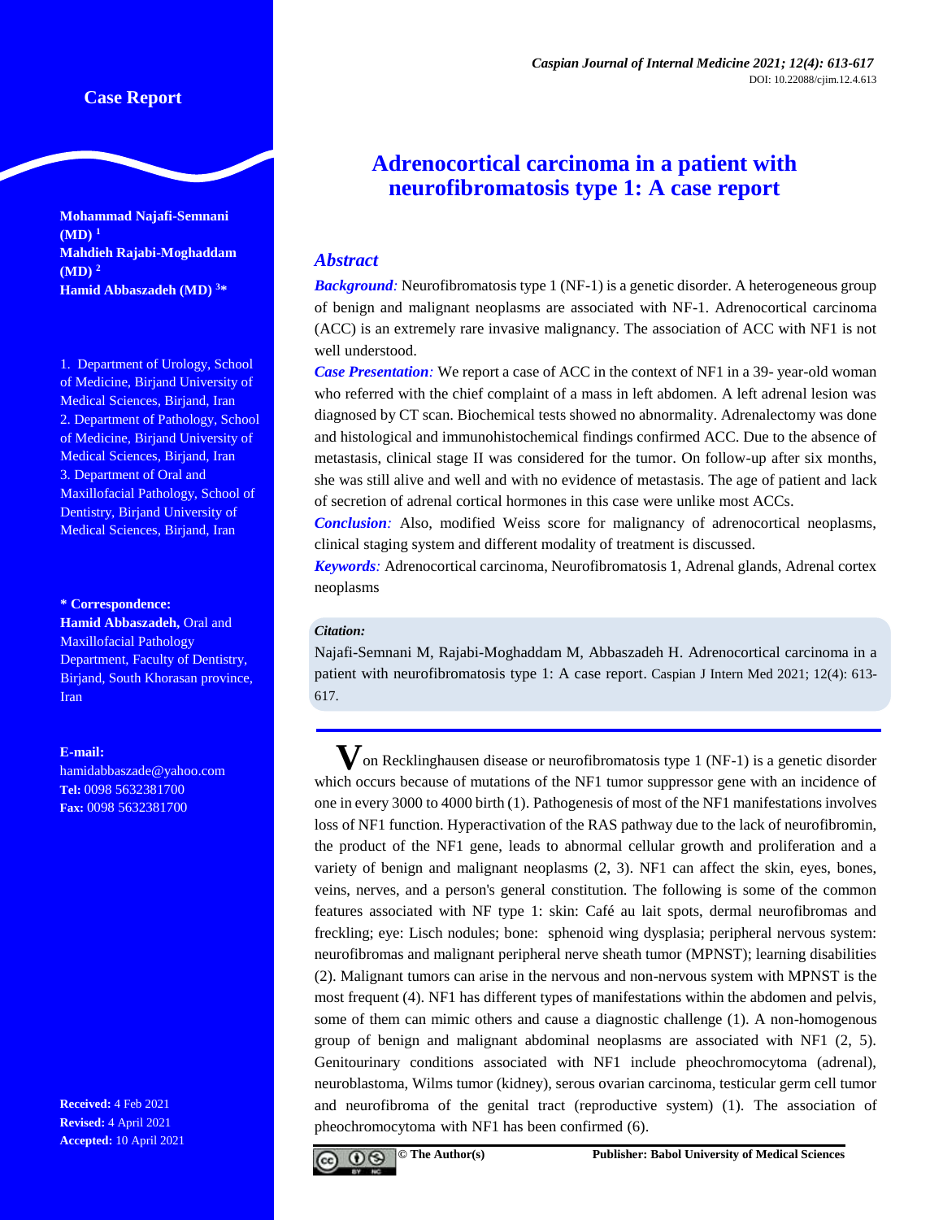Case Report

# Adrenocortical carcinoma in a patient with neurofibromatosis type 1: A case report

**Mohammad Najafi-Semnani (MD)** [1]
**Mahdieh Rajabi-Moghaddam (MD)** [2]
**Hamid Abbaszadeh (MD)** [3*]

1. Department of Urology, School of Medicine, Birjand University of Medical Sciences, Birjand, Iran
2. Department of Pathology, School of Medicine, Birjand University of Medical Sciences, Birjand, Iran
3. Department of Oral and Maxillofacial Pathology, School of Dentistry, Birjand University of Medical Sciences, Birjand, Iran

**\* Correspondence:**
**Hamid Abbaszadeh,** Oral and Maxillofacial Pathology Department, Faculty of Dentistry, Birjand, South Khorasan province, Iran

**E-mail:** hamidabbaszade@yahoo.com
**Tel:** 0098 5632381700
**Fax:** 0098 5632381700

**Received:** 4 Feb 2021
**Revised:** 4 April 2021
**Accepted:** 10 April 2021

## Abstract

***Background:*** Neurofibromatosis type 1 (NF-1) is a genetic disorder. A heterogeneous group of benign and malignant neoplasms are associated with NF-1. Adrenocortical carcinoma (ACC) is an extremely rare invasive malignancy. The association of ACC with NF1 is not well understood.

***Case Presentation:*** We report a case of ACC in the context of NF1 in a 39- year-old woman who referred with the chief complaint of a mass in left abdomen. A left adrenal lesion was diagnosed by CT scan. Biochemical tests showed no abnormality. Adrenalectomy was done and histological and immunohistochemical findings confirmed ACC. Due to the absence of metastasis, clinical stage II was considered for the tumor. On follow-up after six months, she was still alive and well and with no evidence of metastasis. The age of patient and lack of secretion of adrenal cortical hormones in this case were unlike most ACCs.

***Conclusion:*** Also, modified Weiss score for malignancy of adrenocortical neoplasms, clinical staging system and different modality of treatment is discussed.

***Keywords:*** Adrenocortical carcinoma, Neurofibromatosis 1, Adrenal glands, Adrenal cortex neoplasms

***Citation:***

Najafi-Semnani M, Rajabi-Moghaddam M, Abbaszadeh H. Adrenocortical carcinoma in a patient with neurofibromatosis type 1: A case report. Caspian J Intern Med 2021; 12(4): 613-617.

Von Recklinghausen disease or neurofibromatosis type 1 (NF-1) is a genetic disorder which occurs because of mutations of the NF1 tumor suppressor gene with an incidence of one in every 3000 to 4000 birth (1). Pathogenesis of most of the NF1 manifestations involves loss of NF1 function. Hyperactivation of the RAS pathway due to the lack of neurofibromin, the product of the NF1 gene, leads to abnormal cellular growth and proliferation and a variety of benign and malignant neoplasms (2, 3). NF1 can affect the skin, eyes, bones, veins, nerves, and a person's general constitution. The following is some of the common features associated with NF type 1: skin: Café au lait spots, dermal neurofibromas and freckling; eye: Lisch nodules; bone: sphenoid wing dysplasia; peripheral nervous system: neurofibromas and malignant peripheral nerve sheath tumor (MPNST); learning disabilities (2). Malignant tumors can arise in the nervous and non-nervous system with MPNST is the most frequent (4). NF1 has different types of manifestations within the abdomen and pelvis, some of them can mimic others and cause a diagnostic challenge (1). A non-homogenous group of benign and malignant abdominal neoplasms are associated with NF1 (2, 5). Genitourinary conditions associated with NF1 include pheochromocytoma (adrenal), neuroblastoma, Wilms tumor (kidney), serous ovarian carcinoma, testicular germ cell tumor and neurofibroma of the genital tract (reproductive system) (1). The association of pheochromocytoma with NF1 has been confirmed (6).

© The Author(s) Publisher: Babol University of Medical Sciences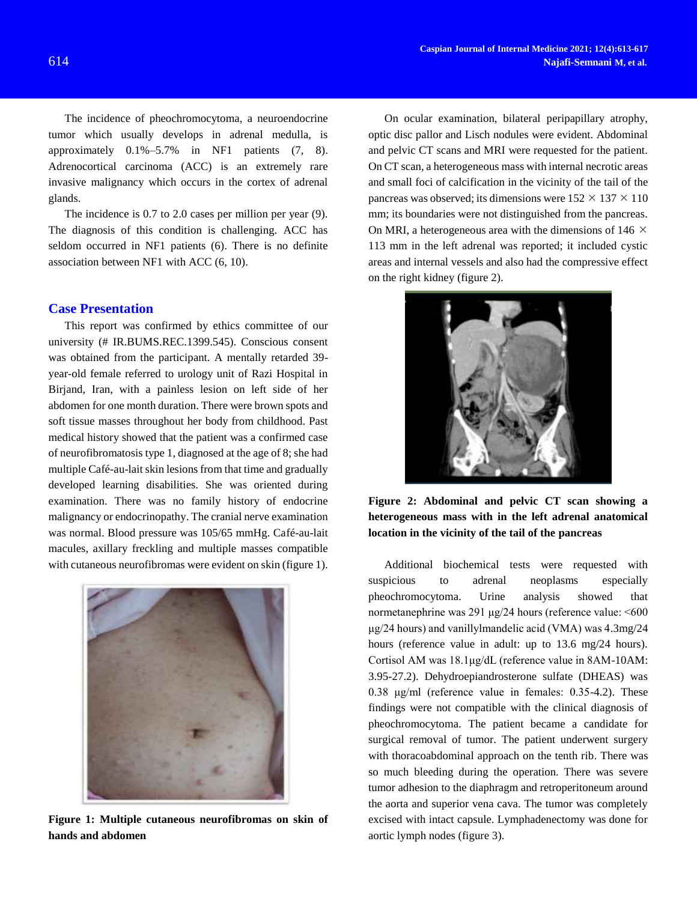The incidence of pheochromocytoma, a neuroendocrine tumor which usually develops in adrenal medulla, is approximately 0.1%–5.7% in NF1 patients (7, 8). Adrenocortical carcinoma (ACC) is an extremely rare invasive malignancy which occurs in the cortex of adrenal glands.

The incidence is 0.7 to 2.0 cases per million per year (9). The diagnosis of this condition is challenging. ACC has seldom occurred in NF1 patients (6). There is no definite association between NF1 with ACC (6, 10).

## Case Presentation

This report was confirmed by ethics committee of our university (# IR.BUMS.REC.1399.545). Conscious consent was obtained from the participant. A mentally retarded 39-year-old female referred to urology unit of Razi Hospital in Birjand, Iran, with a painless lesion on left side of her abdomen for one month duration. There were brown spots and soft tissue masses throughout her body from childhood. Past medical history showed that the patient was a confirmed case of neurofibromatosis type 1, diagnosed at the age of 8; she had multiple Café-au-lait skin lesions from that time and gradually developed learning disabilities. She was oriented during examination. There was no family history of endocrine malignancy or endocrinopathy. The cranial nerve examination was normal. Blood pressure was 105/65 mmHg. Café-au-lait macules, axillary freckling and multiple masses compatible with cutaneous neurofibromas were evident on skin (figure 1).

**Figure 1: Multiple cutaneous neurofibromas on skin of hands and abdomen**

On ocular examination, bilateral peripapillary atrophy, optic disc pallor and Lisch nodules were evident. Abdominal and pelvic CT scans and MRI were requested for the patient. On CT scan, a heterogeneous mass with internal necrotic areas and small foci of calcification in the vicinity of the tail of the pancreas was observed; its dimensions were 152 × 137 × 110 mm; its boundaries were not distinguished from the pancreas. On MRI, a heterogeneous area with the dimensions of 146 × 113 mm in the left adrenal was reported; it included cystic areas and internal vessels and also had the compressive effect on the right kidney (figure 2).

**Figure 2: Abdominal and pelvic CT scan showing a heterogeneous mass with in the left adrenal anatomical location in the vicinity of the tail of the pancreas**

Additional biochemical tests were requested with suspicious to adrenal neoplasms especially pheochromocytoma. Urine analysis showed that normetanephrine was 291 µg/24 hours (reference value: <600 µg/24 hours) and vanillylmandelic acid (VMA) was 4.3mg/24 hours (reference value in adult: up to 13.6 mg/24 hours). Cortisol AM was 18.1µg/dL (reference value in 8AM-10AM: 3.95-27.2). Dehydroepiandrosterone sulfate (DHEAS) was 0.38 µg/ml (reference value in females: 0.35-4.2). These findings were not compatible with the clinical diagnosis of pheochromocytoma. The patient became a candidate for surgical removal of tumor. The patient underwent surgery with thoracoabdominal approach on the tenth rib. There was so much bleeding during the operation. There was severe tumor adhesion to the diaphragm and retroperitoneum around the aorta and superior vena cava. The tumor was completely excised with intact capsule. Lymphadenectomy was done for aortic lymph nodes (figure 3).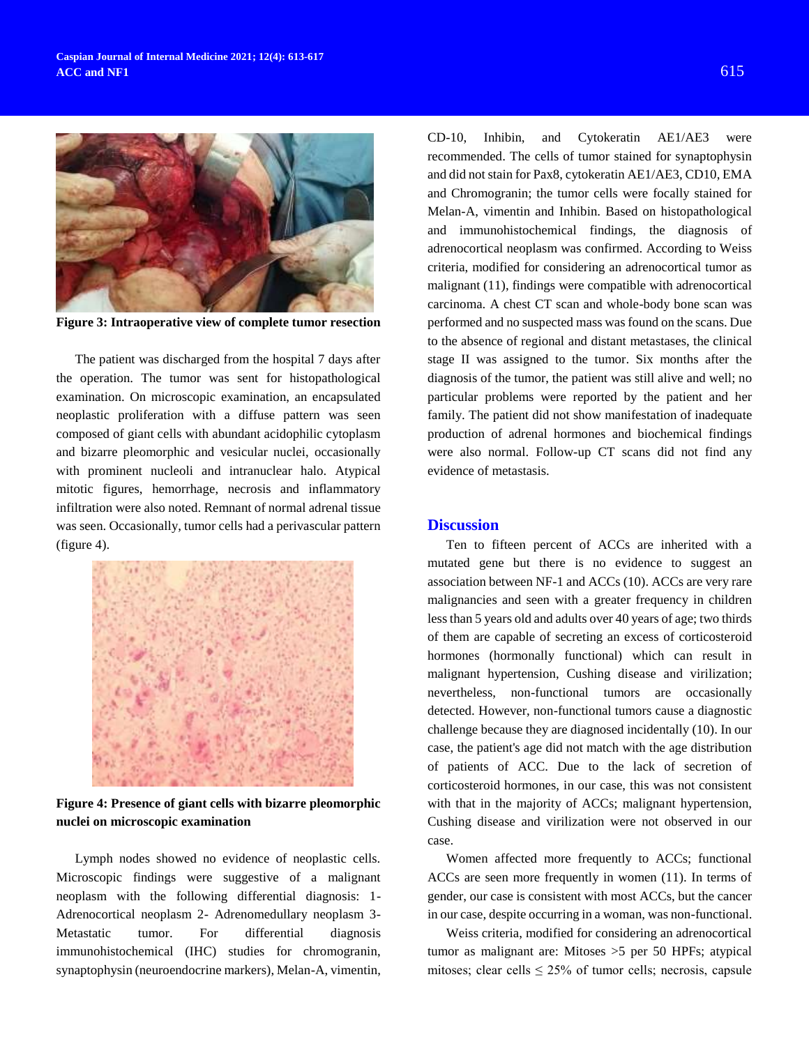Figure 3: Intraoperative view of complete tumor resection

The patient was discharged from the hospital 7 days after the operation. The tumor was sent for histopathological examination. On microscopic examination, an encapsulated neoplastic proliferation with a diffuse pattern was seen composed of giant cells with abundant acidophilic cytoplasm and bizarre pleomorphic and vesicular nuclei, occasionally with prominent nucleoli and intranuclear halo. Atypical mitotic figures, hemorrhage, necrosis and inflammatory infiltration were also noted. Remnant of normal adrenal tissue was seen. Occasionally, tumor cells had a perivascular pattern (figure 4).

**Figure 4: Presence of giant cells with bizarre pleomorphic nuclei on microscopic examination**

Lymph nodes showed no evidence of neoplastic cells. Microscopic findings were suggestive of a malignant neoplasm with the following differential diagnosis: 1- Adrenocortical neoplasm 2- Adrenomedullary neoplasm 3- Metastatic tumor. For differential diagnosis immunohistochemical (IHC) studies for chromogranin, synaptophysin (neuroendocrine markers), Melan-A, vimentin, CD-10, Inhibin, and Cytokeratin AE1/AE3 were recommended. The cells of tumor stained for synaptophysin and did not stain for Pax8, cytokeratin AE1/AE3, CD10, EMA and Chromogranin; the tumor cells were focally stained for Melan-A, vimentin and Inhibin. Based on histopathological and immunohistochemical findings, the diagnosis of adrenocortical neoplasm was confirmed. According to Weiss criteria, modified for considering an adrenocortical tumor as malignant (11), findings were compatible with adrenocortical carcinoma. A chest CT scan and whole-body bone scan was performed and no suspected mass was found on the scans. Due to the absence of regional and distant metastases, the clinical stage II was assigned to the tumor. Six months after the diagnosis of the tumor, the patient was still alive and well; no particular problems were reported by the patient and her family. The patient did not show manifestation of inadequate production of adrenal hormones and biochemical findings were also normal. Follow-up CT scans did not find any evidence of metastasis.

## Discussion

Ten to fifteen percent of ACCs are inherited with a mutated gene but there is no evidence to suggest an association between NF-1 and ACCs (10). ACCs are very rare malignancies and seen with a greater frequency in children less than 5 years old and adults over 40 years of age; two thirds of them are capable of secreting an excess of corticosteroid hormones (hormonally functional) which can result in malignant hypertension, Cushing disease and virilization; nevertheless, non-functional tumors are occasionally detected. However, non-functional tumors cause a diagnostic challenge because they are diagnosed incidentally (10). In our case, the patient's age did not match with the age distribution of patients of ACC. Due to the lack of secretion of corticosteroid hormones, in our case, this was not consistent with that in the majority of ACCs; malignant hypertension, Cushing disease and virilization were not observed in our case.

Women affected more frequently to ACCs; functional ACCs are seen more frequently in women (11). In terms of gender, our case is consistent with most ACCs, but the cancer in our case, despite occurring in a woman, was non-functional.

Weiss criteria, modified for considering an adrenocortical tumor as malignant are: Mitoses >5 per 50 HPFs; atypical mitoses; clear cells $\leq$ 25% of tumor cells; necrosis, capsule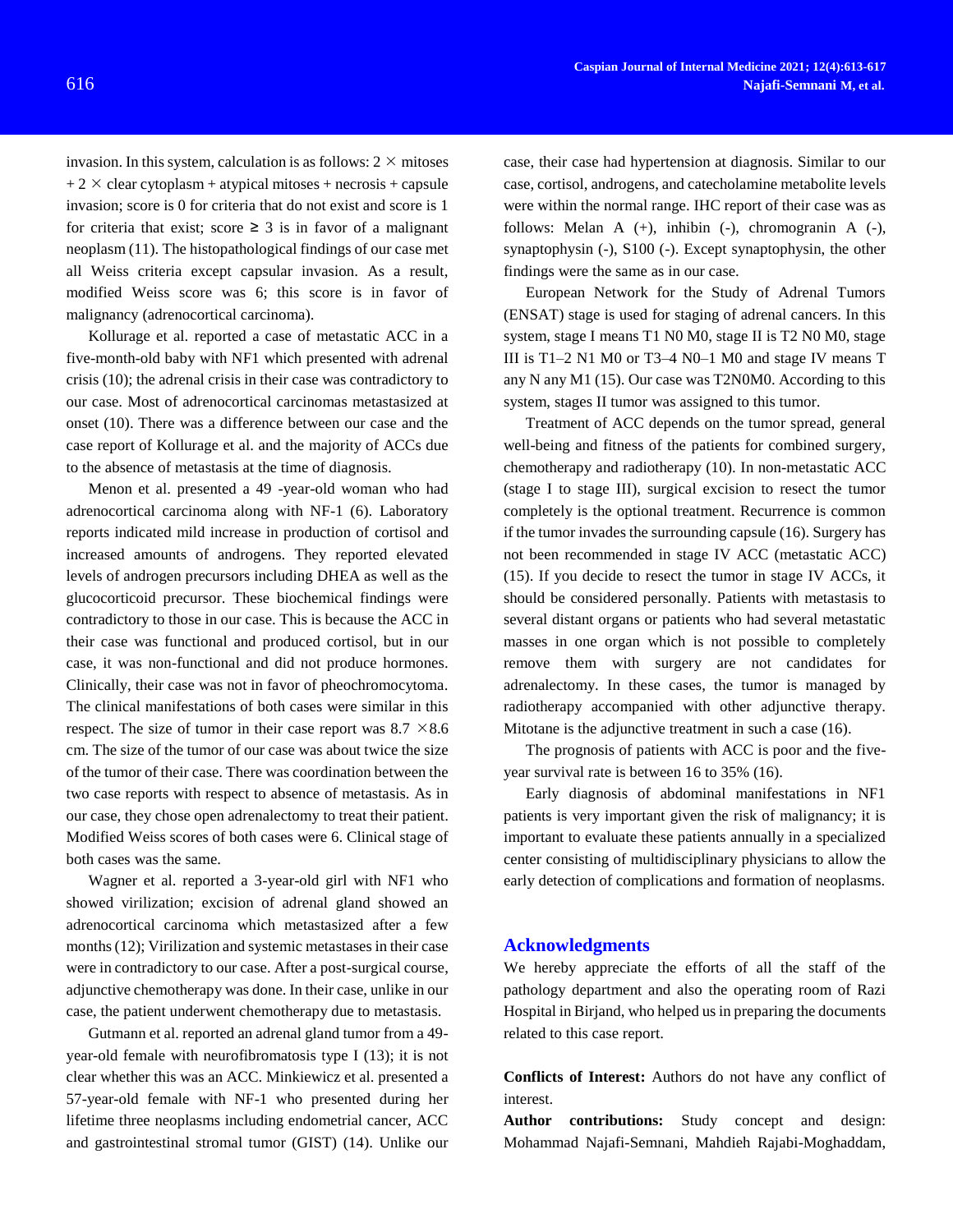invasion. In this system, calculation is as follows: $2 \times$ mitoses + $2 \times$ clear cytoplasm + atypical mitoses + necrosis + capsule invasion; score is 0 for criteria that do not exist and score is 1 for criteria that exist; score $\geq 3$ is in favor of a malignant neoplasm (11). The histopathological findings of our case met all Weiss criteria except capsular invasion. As a result, modified Weiss score was 6; this score is in favor of malignancy (adrenocortical carcinoma).

Kollurage et al. reported a case of metastatic ACC in a five-month-old baby with NF1 which presented with adrenal crisis (10); the adrenal crisis in their case was contradictory to our case. Most of adrenocortical carcinomas metastasized at onset (10). There was a difference between our case and the case report of Kollurage et al. and the majority of ACCs due to the absence of metastasis at the time of diagnosis.

Menon et al. presented a 49 -year-old woman who had adrenocortical carcinoma along with NF-1 (6). Laboratory reports indicated mild increase in production of cortisol and increased amounts of androgens. They reported elevated levels of androgen precursors including DHEA as well as the glucocorticoid precursor. These biochemical findings were contradictory to those in our case. This is because the ACC in their case was functional and produced cortisol, but in our case, it was non-functional and did not produce hormones. Clinically, their case was not in favor of pheochromocytoma. The clinical manifestations of both cases were similar in this respect. The size of tumor in their case report was $8.7 \times 8.6$ cm. The size of the tumor of our case was about twice the size of the tumor of their case. There was coordination between the two case reports with respect to absence of metastasis. As in our case, they chose open adrenalectomy to treat their patient. Modified Weiss scores of both cases were 6. Clinical stage of both cases was the same.

Wagner et al. reported a 3-year-old girl with NF1 who showed virilization; excision of adrenal gland showed an adrenocortical carcinoma which metastasized after a few months (12); Virilization and systemic metastases in their case were in contradictory to our case. After a post-surgical course, adjunctive chemotherapy was done. In their case, unlike in our case, the patient underwent chemotherapy due to metastasis.

Gutmann et al. reported an adrenal gland tumor from a 49-year-old female with neurofibromatosis type I (13); it is not clear whether this was an ACC. Minkiewicz et al. presented a 57-year-old female with NF-1 who presented during her lifetime three neoplasms including endometrial cancer, ACC and gastrointestinal stromal tumor (GIST) (14). Unlike our case, their case had hypertension at diagnosis. Similar to our case, cortisol, androgens, and catecholamine metabolite levels were within the normal range. IHC report of their case was as follows: Melan A (+), inhibin (-), chromogranin A (-), synaptophysin (-), S100 (-). Except synaptophysin, the other findings were the same as in our case.

European Network for the Study of Adrenal Tumors (ENSAT) stage is used for staging of adrenal cancers. In this system, stage I means T1 N0 M0, stage II is T2 N0 M0, stage III is T1–2 N1 M0 or T3–4 N0–1 M0 and stage IV means T any N any M1 (15). Our case was T2N0M0. According to this system, stages II tumor was assigned to this tumor.

Treatment of ACC depends on the tumor spread, general well-being and fitness of the patients for combined surgery, chemotherapy and radiotherapy (10). In non-metastatic ACC (stage I to stage III), surgical excision to resect the tumor completely is the optional treatment. Recurrence is common if the tumor invades the surrounding capsule (16). Surgery has not been recommended in stage IV ACC (metastatic ACC) (15). If you decide to resect the tumor in stage IV ACCs, it should be considered personally. Patients with metastasis to several distant organs or patients who had several metastatic masses in one organ which is not possible to completely remove them with surgery are not candidates for adrenalectomy. In these cases, the tumor is managed by radiotherapy accompanied with other adjunctive therapy. Mitotane is the adjunctive treatment in such a case (16).

The prognosis of patients with ACC is poor and the five-year survival rate is between 16 to 35% (16).

Early diagnosis of abdominal manifestations in NF1 patients is very important given the risk of malignancy; it is important to evaluate these patients annually in a specialized center consisting of multidisciplinary physicians to allow the early detection of complications and formation of neoplasms.

## Acknowledgments

We hereby appreciate the efforts of all the staff of the pathology department and also the operating room of Razi Hospital in Birjand, who helped us in preparing the documents related to this case report.

**Conflicts of Interest:** Authors do not have any conflict of interest.

**Author contributions:** Study concept and design: Mohammad Najafi-Semnani, Mahdieh Rajabi-Moghaddam,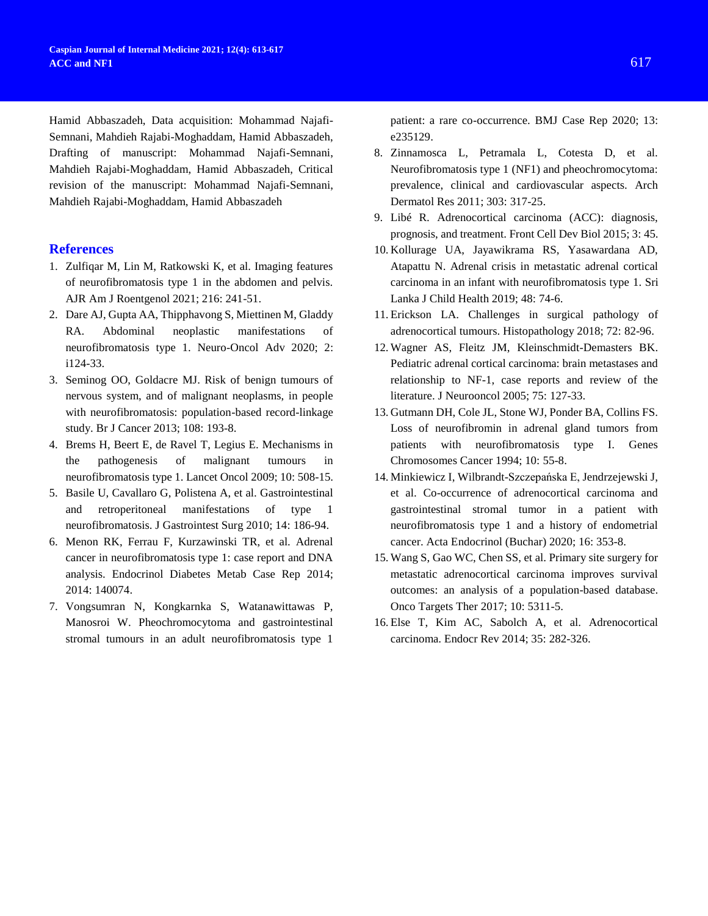Hamid Abbaszadeh, Data acquisition: Mohammad Najafi-Semnani, Mahdieh Rajabi-Moghaddam, Hamid Abbaszadeh, Drafting of manuscript: Mohammad Najafi-Semnani, Mahdieh Rajabi-Moghaddam, Hamid Abbaszadeh, Critical revision of the manuscript: Mohammad Najafi-Semnani, Mahdieh Rajabi-Moghaddam, Hamid Abbaszadeh

## References

1. Zulfiqar M, Lin M, Ratkowski K, et al. Imaging features of neurofibromatosis type 1 in the abdomen and pelvis. AJR Am J Roentgenol 2021; 216: 241-51.
2. Dare AJ, Gupta AA, Thipphavong S, Miettinen M, Gladdy RA. Abdominal neoplastic manifestations of neurofibromatosis type 1. Neuro-Oncol Adv 2020; 2: i124-33.
3. Seminog OO, Goldacre MJ. Risk of benign tumours of nervous system, and of malignant neoplasms, in people with neurofibromatosis: population-based record-linkage study. Br J Cancer 2013; 108: 193-8.
4. Brems H, Beert E, de Ravel T, Legius E. Mechanisms in the pathogenesis of malignant tumours in neurofibromatosis type 1. Lancet Oncol 2009; 10: 508-15.
5. Basile U, Cavallaro G, Polistena A, et al. Gastrointestinal and retroperitoneal manifestations of type 1 neurofibromatosis. J Gastrointest Surg 2010; 14: 186-94.
6. Menon RK, Ferrau F, Kurzawinski TR, et al. Adrenal cancer in neurofibromatosis type 1: case report and DNA analysis. Endocrinol Diabetes Metab Case Rep 2014; 2014: 140074.
7. Vongsumran N, Kongkarnka S, Watanawittawas P, Manosroi W. Pheochromocytoma and gastrointestinal stromal tumours in an adult neurofibromatosis type 1 patient: a rare co-occurrence. BMJ Case Rep 2020; 13: e235129.
8. Zinnamosca L, Petramala L, Cotesta D, et al. Neurofibromatosis type 1 (NF1) and pheochromocytoma: prevalence, clinical and cardiovascular aspects. Arch Dermatol Res 2011; 303: 317-25.
9. Libé R. Adrenocortical carcinoma (ACC): diagnosis, prognosis, and treatment. Front Cell Dev Biol 2015; 3: 45.
10. Kollurage UA, Jayawikrama RS, Yasawardana AD, Atapattu N. Adrenal crisis in metastatic adrenal cortical carcinoma in an infant with neurofibromatosis type 1. Sri Lanka J Child Health 2019; 48: 74-6.
11. Erickson LA. Challenges in surgical pathology of adrenocortical tumours. Histopathology 2018; 72: 82-96.
12. Wagner AS, Fleitz JM, Kleinschmidt-Demasters BK. Pediatric adrenal cortical carcinoma: brain metastases and relationship to NF-1, case reports and review of the literature. J Neurooncol 2005; 75: 127-33.
13. Gutmann DH, Cole JL, Stone WJ, Ponder BA, Collins FS. Loss of neurofibromin in adrenal gland tumors from patients with neurofibromatosis type I. Genes Chromosomes Cancer 1994; 10: 55-8.
14. Minkiewicz I, Wilbrandt-Szczepańska E, Jendrzejewski J, et al. Co-occurrence of adrenocortical carcinoma and gastrointestinal stromal tumor in a patient with neurofibromatosis type 1 and a history of endometrial cancer. Acta Endocrinol (Buchar) 2020; 16: 353-8.
15. Wang S, Gao WC, Chen SS, et al. Primary site surgery for metastatic adrenocortical carcinoma improves survival outcomes: an analysis of a population-based database. Onco Targets Ther 2017; 10: 5311-5.
16. Else T, Kim AC, Sabolch A, et al. Adrenocortical carcinoma. Endocr Rev 2014; 35: 282-326.